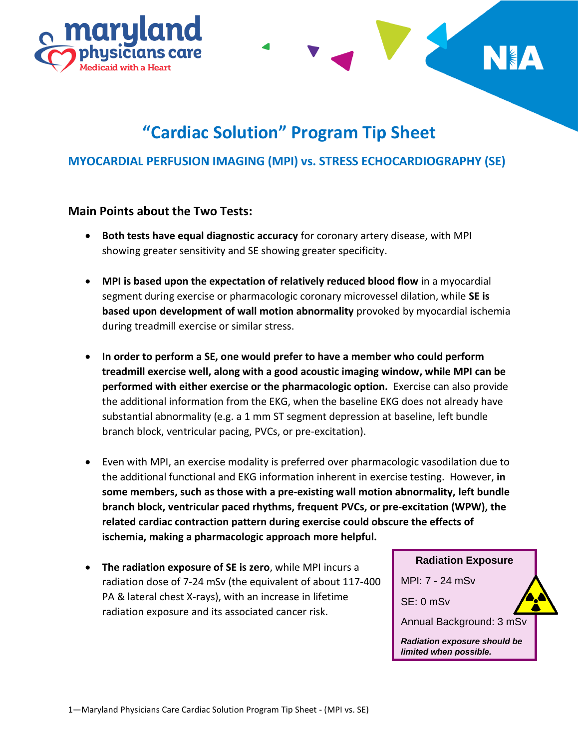# "Cardiac Solution" Program Tip Sheet

## MYOCARDIAL PERFUSION IMAGING (MPI) vs. STRESS ECHOCARDIOGRAPHY (SE)

### Main Points about the Two Tests:

- **Both tests have equal diagnostic accuracy** for coronary artery disease, with MPI showing greater sensitivity and SE showing greater specificity.

- **MPI is based upon the expectation of relatively reduced blood flow** in a myocardial segment during exercise or pharmacologic coronary microvessel dilation, while **SE is based upon development of wall motion abnormality** provoked by myocardial ischemia during treadmill exercise or similar stress.

- **In order to perform a SE, one would prefer to have a member who could perform treadmill exercise well, along with a good acoustic imaging window, while MPI can be performed with either exercise or the pharmacologic option.** Exercise can also provide the additional information from the EKG, when the baseline EKG does not already have substantial abnormality (e.g. a 1 mm ST segment depression at baseline, left bundle branch block, ventricular pacing, PVCs, or pre-excitation).

- Even with MPI, an exercise modality is preferred over pharmacologic vasodilation due to the additional functional and EKG information inherent in exercise testing. However, **in some members, such as those with a pre-existing wall motion abnormality, left bundle branch block, ventricular paced rhythms, frequent PVCs, or pre-excitation (WPW), the related cardiac contraction pattern during exercise could obscure the effects of ischemia, making a pharmacologic approach more helpful.**

- **The radiation exposure of SE is zero**, while MPI incurs a radiation dose of 7-24 mSv (the equivalent of about 117-400 PA & lateral chest X-rays), with an increase in lifetime radiation exposure and its associated cancer risk.

**Radiation Exposure**

MPI: 7 - 24 mSv

SE: 0 mSv

Annual Background: 3 mSv

***Radiation exposure should be limited when possible.***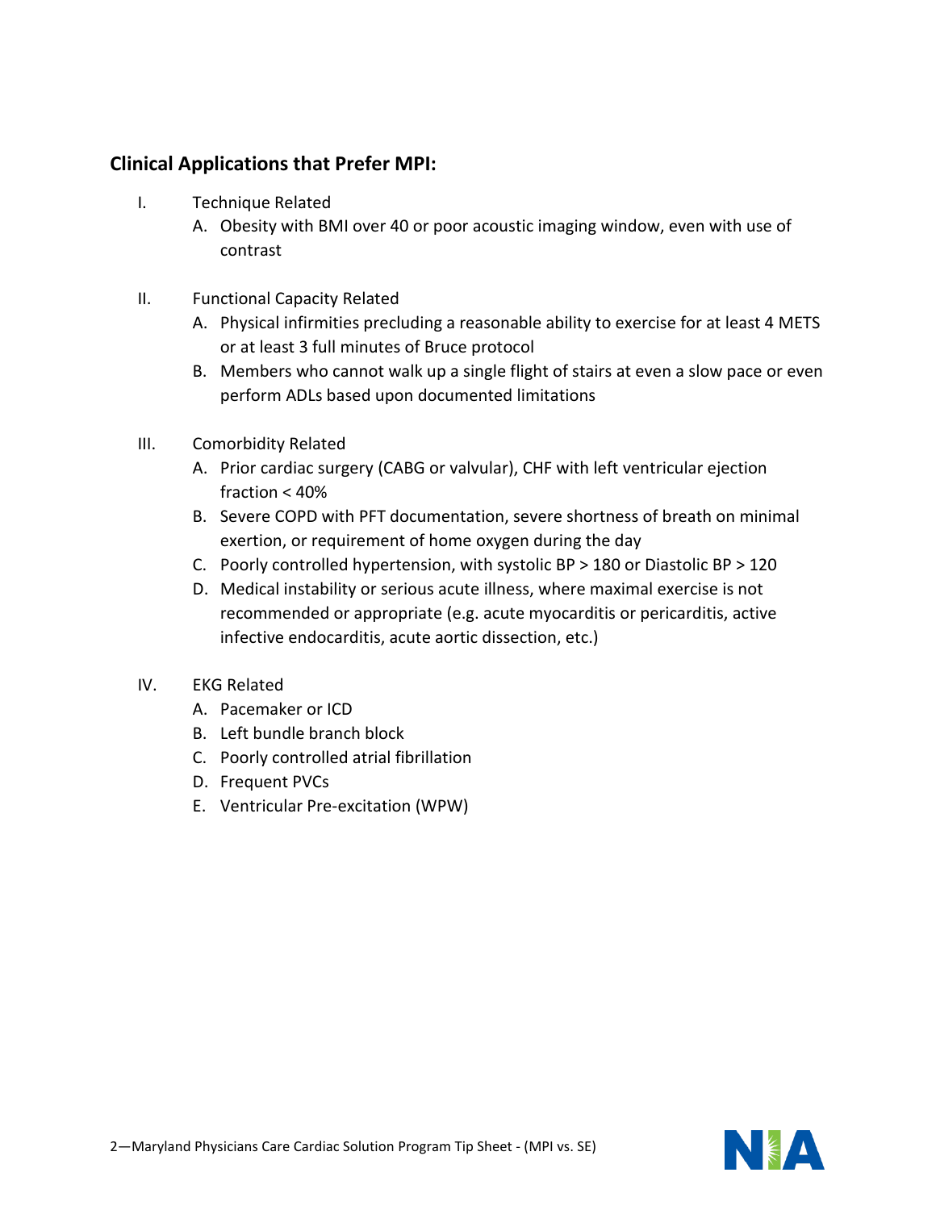## Clinical Applications that Prefer MPI:

I. Technique Related
   A. Obesity with BMI over 40 or poor acoustic imaging window, even with use of contrast

II. Functional Capacity Related
   A. Physical infirmities precluding a reasonable ability to exercise for at least 4 METS or at least 3 full minutes of Bruce protocol
   B. Members who cannot walk up a single flight of stairs at even a slow pace or even perform ADLs based upon documented limitations

III. Comorbidity Related
   A. Prior cardiac surgery (CABG or valvular), CHF with left ventricular ejection fraction < 40%
   B. Severe COPD with PFT documentation, severe shortness of breath on minimal exertion, or requirement of home oxygen during the day
   C. Poorly controlled hypertension, with systolic BP > 180 or Diastolic BP > 120
   D. Medical instability or serious acute illness, where maximal exercise is not recommended or appropriate (e.g. acute myocarditis or pericarditis, active infective endocarditis, acute aortic dissection, etc.)

IV. EKG Related
   A. Pacemaker or ICD
   B. Left bundle branch block
   C. Poorly controlled atrial fibrillation
   D. Frequent PVCs
   E. Ventricular Pre-excitation (WPW)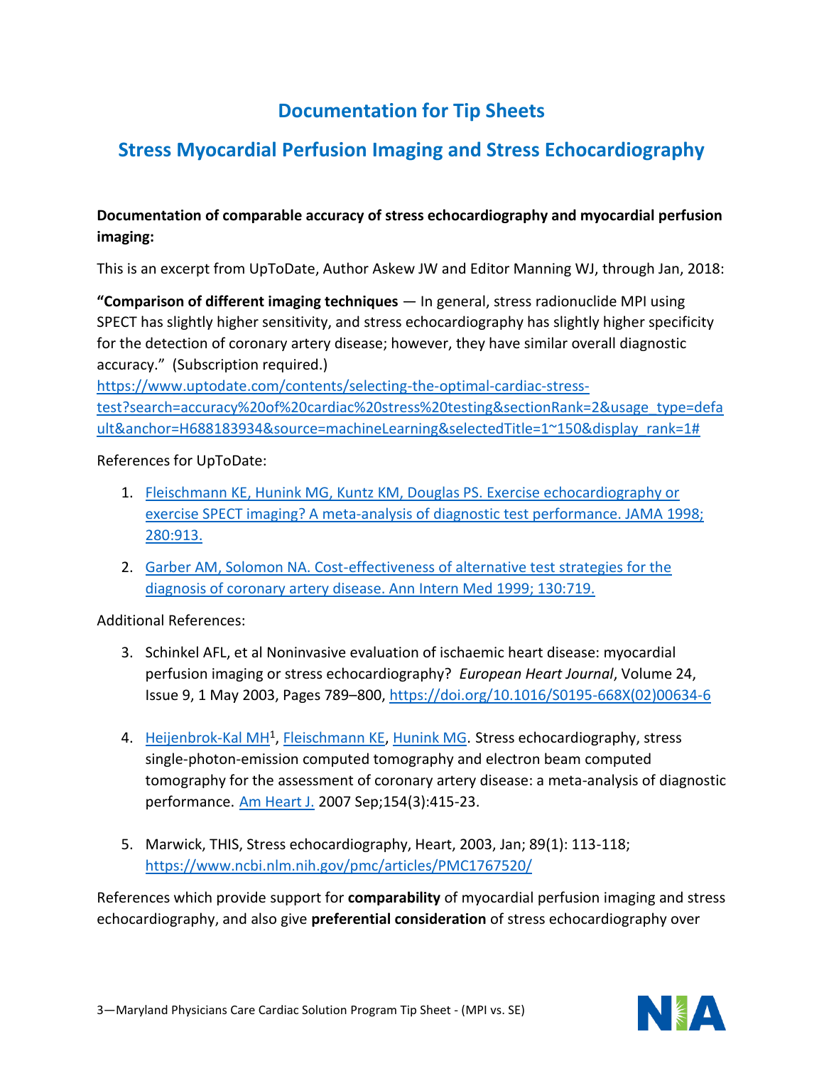# Documentation for Tip Sheets

## Stress Myocardial Perfusion Imaging and Stress Echocardiography

**Documentation of comparable accuracy of stress echocardiography and myocardial perfusion imaging:**

This is an excerpt from UpToDate, Author Askew JW and Editor Manning WJ, through Jan, 2018:

**"Comparison of different imaging techniques** — In general, stress radionuclide MPI using SPECT has slightly higher sensitivity, and stress echocardiography has slightly higher specificity for the detection of coronary artery disease; however, they have similar overall diagnostic accuracy." (Subscription required.)
https://www.uptodate.com/contents/selecting-the-optimal-cardiac-stress-test?search=accuracy%20of%20cardiac%20stress%20testing&sectionRank=2&usage_type=default&anchor=H688183934&source=machineLearning&selectedTitle=1~150&display_rank=1#

References for UpToDate:

1. Fleischmann KE, Hunink MG, Kuntz KM, Douglas PS. Exercise echocardiography or exercise SPECT imaging? A meta-analysis of diagnostic test performance. JAMA 1998; 280:913.
2. Garber AM, Solomon NA. Cost-effectiveness of alternative test strategies for the diagnosis of coronary artery disease. Ann Intern Med 1999; 130:719.

Additional References:

3. Schinkel AFL, et al Noninvasive evaluation of ischaemic heart disease: myocardial perfusion imaging or stress echocardiography? *European Heart Journal*, Volume 24, Issue 9, 1 May 2003, Pages 789–800, https://doi.org/10.1016/S0195-668X(02)00634-6
4. Heijenbrok-Kal MH[1], Fleischmann KE, Hunink MG. Stress echocardiography, stress single-photon-emission computed tomography and electron beam computed tomography for the assessment of coronary artery disease: a meta-analysis of diagnostic performance. Am Heart J. 2007 Sep;154(3):415-23.
5. Marwick, THIS, Stress echocardiography, Heart, 2003, Jan; 89(1): 113-118; https://www.ncbi.nlm.nih.gov/pmc/articles/PMC1767520/

References which provide support for **comparability** of myocardial perfusion imaging and stress echocardiography, and also give **preferential consideration** of stress echocardiography over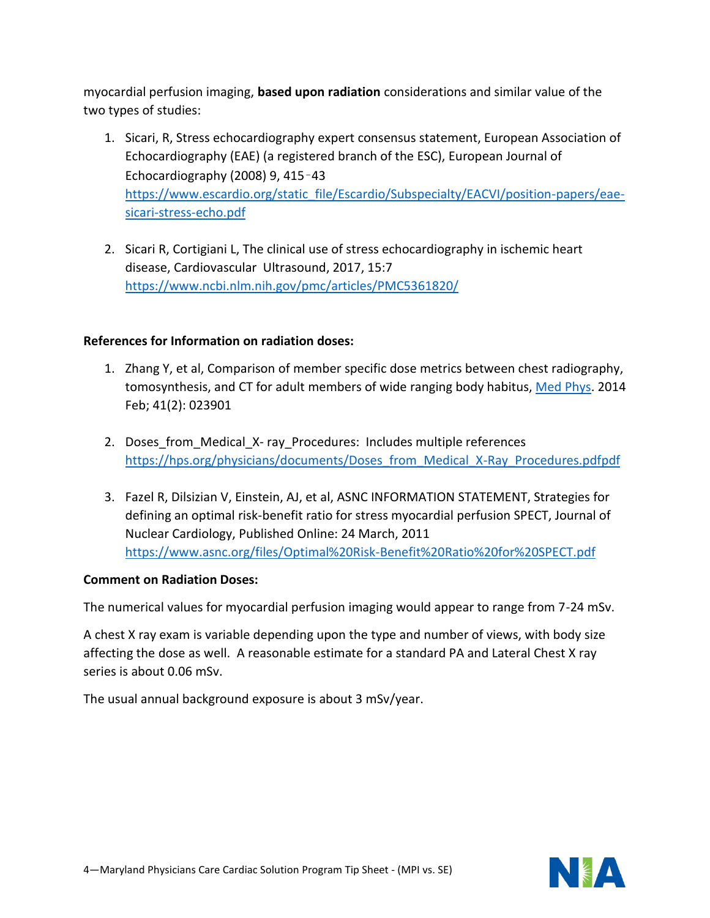myocardial perfusion imaging, **based upon radiation** considerations and similar value of the two types of studies:

1. Sicari, R, Stress echocardiography expert consensus statement, European Association of Echocardiography (EAE) (a registered branch of the ESC), European Journal of Echocardiography (2008) 9, 415–43 https://www.escardio.org/static_file/Escardio/Subspecialty/EACVI/position-papers/eae-sicari-stress-echo.pdf

2. Sicari R, Cortigiani L, The clinical use of stress echocardiography in ischemic heart disease, Cardiovascular Ultrasound, 2017, 15:7 https://www.ncbi.nlm.nih.gov/pmc/articles/PMC5361820/

**References for Information on radiation doses:**

1. Zhang Y, et al, Comparison of member specific dose metrics between chest radiography, tomosynthesis, and CT for adult members of wide ranging body habitus, Med Phys. 2014 Feb; 41(2): 023901

2. Doses_from_Medical_X- ray_Procedures: Includes multiple references https://hps.org/physicians/documents/Doses_from_Medical_X-Ray_Procedures.pdfpdf

3. Fazel R, Dilsizian V, Einstein, AJ, et al, ASNC INFORMATION STATEMENT, Strategies for defining an optimal risk-benefit ratio for stress myocardial perfusion SPECT, Journal of Nuclear Cardiology, Published Online: 24 March, 2011 https://www.asnc.org/files/Optimal%20Risk-Benefit%20Ratio%20for%20SPECT.pdf

**Comment on Radiation Doses:**

The numerical values for myocardial perfusion imaging would appear to range from 7-24 mSv.

A chest X ray exam is variable depending upon the type and number of views, with body size affecting the dose as well. A reasonable estimate for a standard PA and Lateral Chest X ray series is about 0.06 mSv.

The usual annual background exposure is about 3 mSv/year.